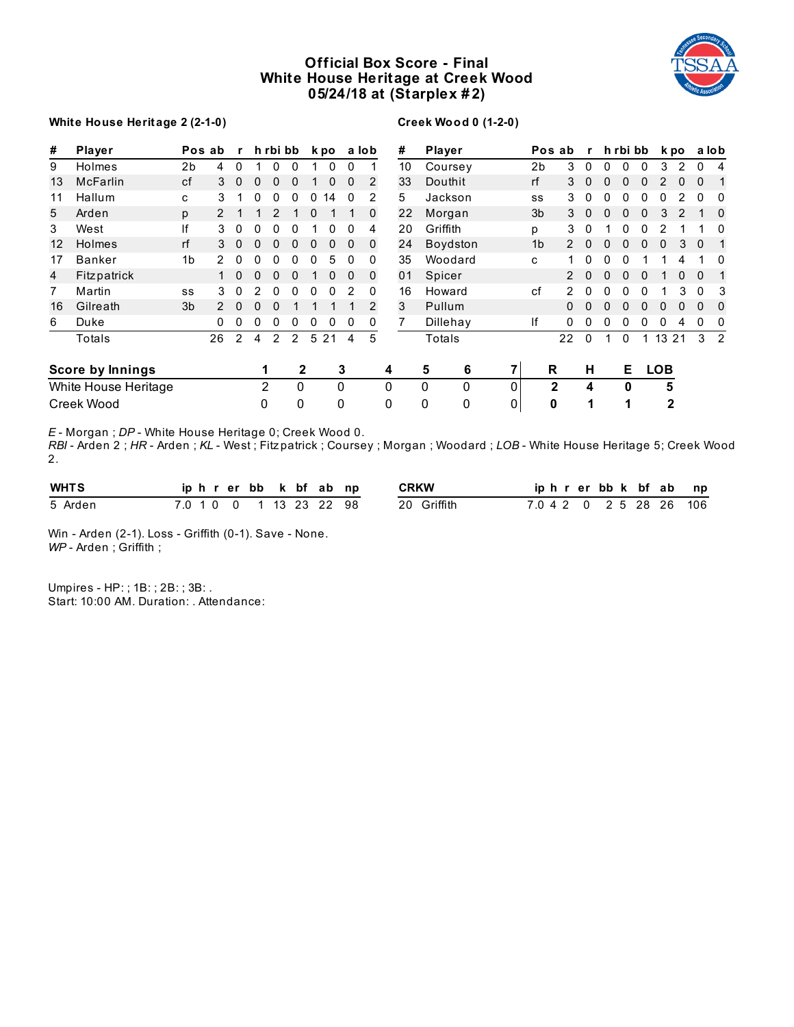# Official Box Score - Final
## White House Heritage at Creek Wood
## 05/24/18 at (Starplex #2)

**White House Heritage 2 (2-1-0)**

| # | Player | Pos | ab | r | h | rbi | bb | k | po | a | lob |
|---|---|---|---|---|---|---|---|---|---|---|---|
| 9 | Holmes | 2b | 4 | 0 | 1 | 0 | 0 | 1 | 0 | 0 | 1 |
| 13 | McFarlin | cf | 3 | 0 | 0 | 0 | 0 | 1 | 0 | 0 | 2 |
| 11 | Hallum | c | 3 | 1 | 0 | 0 | 0 | 0 | 14 | 0 | 2 |
| 5 | Arden | p | 2 | 1 | 1 | 2 | 1 | 0 | 1 | 1 | 0 |
| 3 | West | lf | 3 | 0 | 0 | 0 | 0 | 1 | 0 | 0 | 4 |
| 12 | Holmes | rf | 3 | 0 | 0 | 0 | 0 | 0 | 0 | 0 | 0 |
| 17 | Banker | 1b | 2 | 0 | 0 | 0 | 0 | 0 | 5 | 0 | 0 |
| 4 | Fitzpatrick | | 1 | 0 | 0 | 0 | 0 | 1 | 0 | 0 | 0 |
| 7 | Martin | ss | 3 | 0 | 2 | 0 | 0 | 0 | 0 | 2 | 0 |
| 16 | Gilreath | 3b | 2 | 0 | 0 | 0 | 1 | 1 | 1 | 1 | 2 |
| 6 | Duke | | 0 | 0 | 0 | 0 | 0 | 0 | 0 | 0 | 0 |
| | Totals | | 26 | 2 | 4 | 2 | 2 | 5 | 21 | 4 | 5 |

**Creek Wood 0 (1-2-0)**

| # | Player | Pos | ab | r | h | rbi | bb | k | po | a | lob |
|---|---|---|---|---|---|---|---|---|---|---|---|
| 10 | Coursey | 2b | 3 | 0 | 0 | 0 | 0 | 3 | 2 | 0 | 4 |
| 33 | Douthit | rf | 3 | 0 | 0 | 0 | 0 | 2 | 0 | 0 | 1 |
| 5 | Jackson | ss | 3 | 0 | 0 | 0 | 0 | 0 | 2 | 0 | 0 |
| 22 | Morgan | 3b | 3 | 0 | 0 | 0 | 0 | 3 | 2 | 1 | 0 |
| 20 | Griffith | p | 3 | 0 | 1 | 0 | 0 | 2 | 1 | 1 | 0 |
| 24 | Boydston | 1b | 2 | 0 | 0 | 0 | 0 | 0 | 3 | 0 | 1 |
| 35 | Woodard | c | 1 | 0 | 0 | 0 | 1 | 1 | 4 | 1 | 0 |
| 01 | Spicer | | 2 | 0 | 0 | 0 | 0 | 1 | 0 | 0 | 1 |
| 16 | Howard | cf | 2 | 0 | 0 | 0 | 0 | 1 | 3 | 0 | 3 |
| 3 | Pullum | | 0 | 0 | 0 | 0 | 0 | 0 | 0 | 0 | 0 |
| 7 | Dillehay | lf | 0 | 0 | 0 | 0 | 0 | 0 | 4 | 0 | 0 |
| | Totals | | 22 | 0 | 1 | 0 | 1 | 13 | 21 | 3 | 2 |

| Score by Innings | 1 | 2 | 3 | 4 | 5 | 6 | 7 | R | H | E | LOB |
|---|---|---|---|---|---|---|---|---|---|---|---|
| White House Heritage | 2 | 0 | 0 | 0 | 0 | 0 | 0 | **2** | **4** | **0** | **5** |
| Creek Wood | 0 | 0 | 0 | 0 | 0 | 0 | 0 | **0** | **1** | **1** | **2** |

*E* - Morgan ; *DP* - White House Heritage 0; Creek Wood 0.
*RBI* - Arden 2 ; *HR* - Arden ; *KL* - West ; Fitzpatrick ; Coursey ; Morgan ; Woodard ; *LOB* - White House Heritage 5; Creek Wood 2.

| WHTS | ip | h | r | er | bb | k | bf | ab | np |
|---|---|---|---|---|---|---|---|---|---|
| 5 Arden | 7.0 | 1 | 0 | 0 | 1 | 13 | 23 | 22 | 98 |

| CRKW | ip | h | r | er | bb | k | bf | ab | np |
|---|---|---|---|---|---|---|---|---|---|
| 20 Griffith | 7.0 | 4 | 2 | 0 | 2 | 5 | 28 | 26 | 106 |

Win - Arden (2-1). Loss - Griffith (0-1). Save - None.
*WP* - Arden ; Griffith ;

Umpires - HP: ; 1B: ; 2B: ; 3B: .
Start: 10:00 AM. Duration: . Attendance: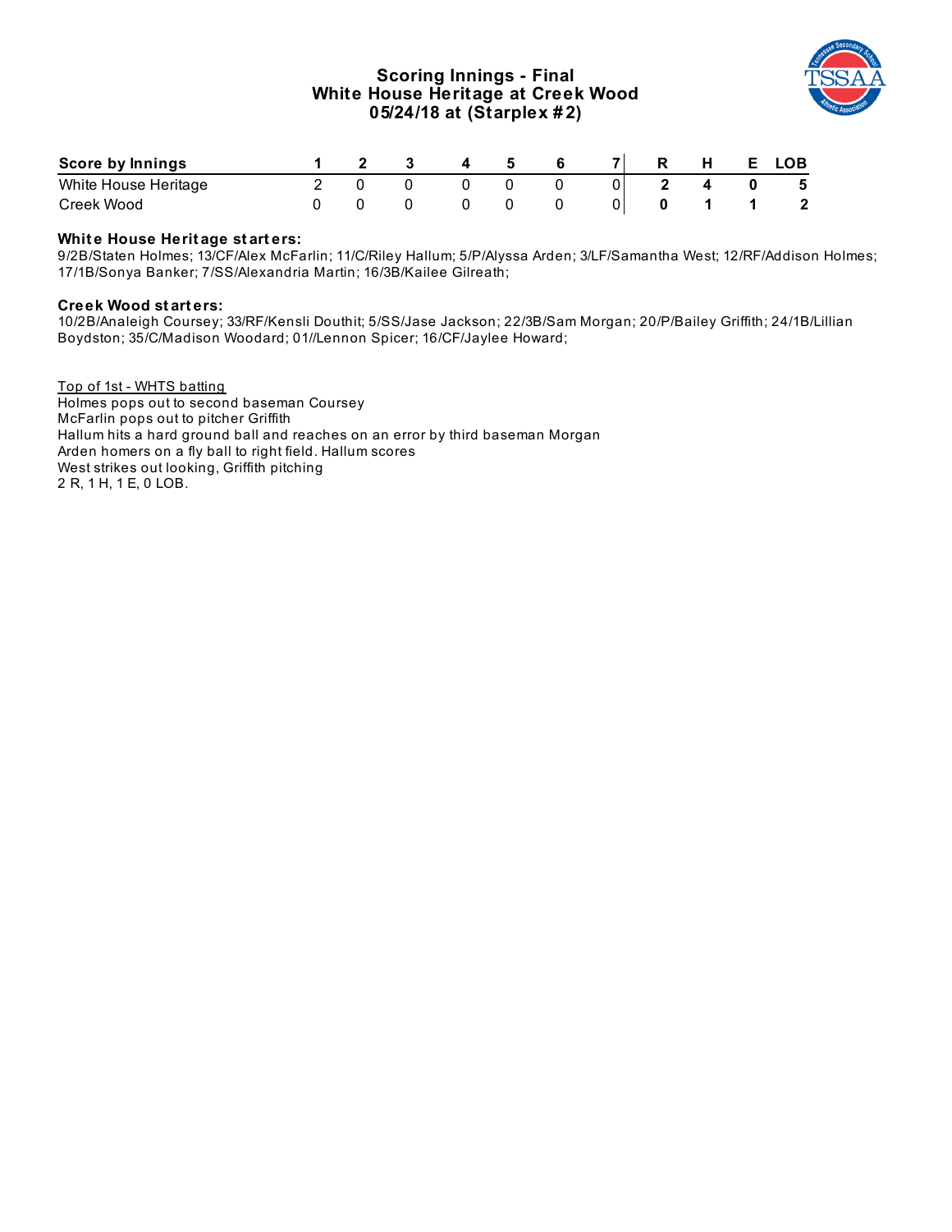# Scoring Innings - Final
## White House Heritage at Creek Wood
## 05/24/18 at (Starplex #2)

| Score by Innings | 1 | 2 | 3 | 4 | 5 | 6 | 7 | R | H | E | LOB |
|---|---|---|---|---|---|---|---|---|---|---|---|
| White House Heritage | 2 | 0 | 0 | 0 | 0 | 0 | 0 | **2** | **4** | **0** | **5** |
| Creek Wood | 0 | 0 | 0 | 0 | 0 | 0 | 0 | **0** | **1** | **1** | **2** |

**White House Heritage starters:**
9/2B/Staten Holmes; 13/CF/Alex McFarlin; 11/C/Riley Hallum; 5/P/Alyssa Arden; 3/LF/Samantha West; 12/RF/Addison Holmes; 17/1B/Sonya Banker; 7/SS/Alexandria Martin; 16/3B/Kailee Gilreath;

**Creek Wood starters:**
10/2B/Analeigh Coursey; 33/RF/Kensli Douthit; 5/SS/Jase Jackson; 22/3B/Sam Morgan; 20/P/Bailey Griffith; 24/1B/Lillian Boydston; 35/C/Madison Woodard; 01//Lennon Spicer; 16/CF/Jaylee Howard;

Top of 1st - WHTS batting
Holmes pops out to second baseman Coursey
McFarlin pops out to pitcher Griffith
Hallum hits a hard ground ball and reaches on an error by third baseman Morgan
Arden homers on a fly ball to right field. Hallum scores
West strikes out looking, Griffith pitching
2 R, 1 H, 1 E, 0 LOB.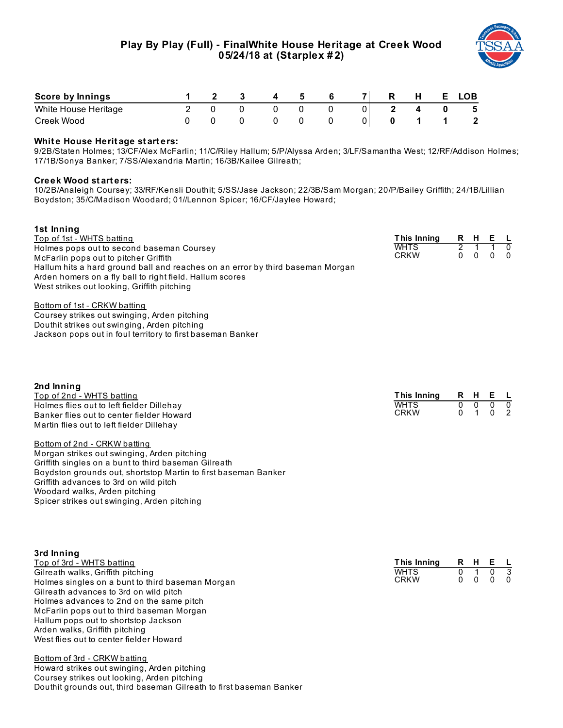# Play By Play (Full) - FinalWhite House Heritage at Creek Wood
## 05/24/18 at (Starplex #2)

| Score by Innings | 1 | 2 | 3 | 4 | 5 | 6 | 7 | R | H | E | LOB |
|---|---|---|---|---|---|---|---|---|---|---|---|
| White House Heritage | 2 | 0 | 0 | 0 | 0 | 0 | 0 | 2 | 4 | 0 | 5 |
| Creek Wood | 0 | 0 | 0 | 0 | 0 | 0 | 0 | 0 | 1 | 1 | 2 |

**White House Heritage starters:**
9/2B/Staten Holmes; 13/CF/Alex McFarlin; 11/C/Riley Hallum; 5/P/Alyssa Arden; 3/LF/Samantha West; 12/RF/Addison Holmes; 17/1B/Sonya Banker; 7/SS/Alexandria Martin; 16/3B/Kailee Gilreath;

**Creek Wood starters:**
10/2B/Analeigh Coursey; 33/RF/Kensli Douthit; 5/SS/Jase Jackson; 22/3B/Sam Morgan; 20/P/Bailey Griffith; 24/1B/Lillian Boydston; 35/C/Madison Woodard; 01//Lennon Spicer; 16/CF/Jaylee Howard;

### 1st Inning

Top of 1st - WHTS batting
Holmes pops out to second baseman Coursey
McFarlin pops out to pitcher Griffith
Hallum hits a hard ground ball and reaches on an error by third baseman Morgan
Arden homers on a fly ball to right field. Hallum scores
West strikes out looking, Griffith pitching

Bottom of 1st - CRKW batting
Coursey strikes out swinging, Arden pitching
Douthit strikes out swinging, Arden pitching
Jackson pops out in foul territory to first baseman Banker

| This Inning | R | H | E | L |
|---|---|---|---|---|
| WHTS | 2 | 1 | 1 | 0 |
| CRKW | 0 | 0 | 0 | 0 |

### 2nd Inning

Top of 2nd - WHTS batting
Holmes flies out to left fielder Dillehay
Banker flies out to center fielder Howard
Martin flies out to left fielder Dillehay

Bottom of 2nd - CRKW batting
Morgan strikes out swinging, Arden pitching
Griffith singles on a bunt to third baseman Gilreath
Boydston grounds out, shortstop Martin to first baseman Banker
Griffith advances to 3rd on wild pitch
Woodard walks, Arden pitching
Spicer strikes out swinging, Arden pitching

| This Inning | R | H | E | L |
|---|---|---|---|---|
| WHTS | 0 | 0 | 0 | 0 |
| CRKW | 0 | 1 | 0 | 2 |

### 3rd Inning

Top of 3rd - WHTS batting
Gilreath walks, Griffith pitching
Holmes singles on a bunt to third baseman Morgan
Gilreath advances to 3rd on wild pitch
Holmes advances to 2nd on the same pitch
McFarlin pops out to third baseman Morgan
Hallum pops out to shortstop Jackson
Arden walks, Griffith pitching
West flies out to center fielder Howard

Bottom of 3rd - CRKW batting
Howard strikes out swinging, Arden pitching
Coursey strikes out looking, Arden pitching
Douthit grounds out, third baseman Gilreath to first baseman Banker

| This Inning | R | H | E | L |
|---|---|---|---|---|
| WHTS | 0 | 1 | 0 | 3 |
| CRKW | 0 | 0 | 0 | 0 |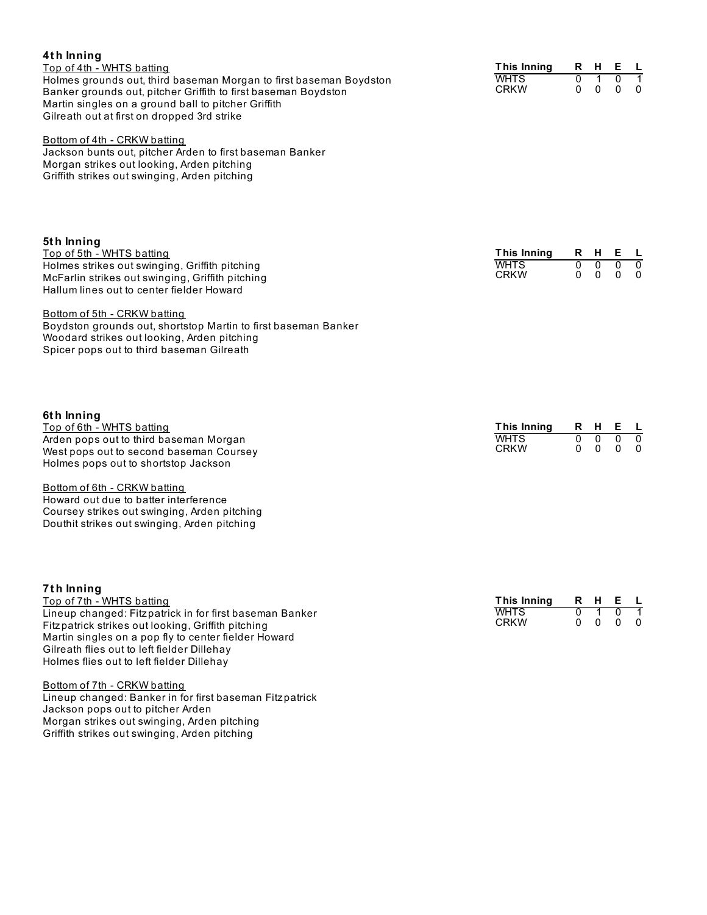### 4th Inning

Top of 4th - WHTS batting

Holmes grounds out, third baseman Morgan to first baseman Boydston
Banker grounds out, pitcher Griffith to first baseman Boydston
Martin singles on a ground ball to pitcher Griffith
Gilreath out at first on dropped 3rd strike

| This Inning | R | H | E | L |
|---|---|---|---|---|
| WHTS | 0 | 1 | 0 | 1 |
| CRKW | 0 | 0 | 0 | 0 |

Bottom of 4th - CRKW batting

Jackson bunts out, pitcher Arden to first baseman Banker
Morgan strikes out looking, Arden pitching
Griffith strikes out swinging, Arden pitching

### 5th Inning

Top of 5th - WHTS batting

Holmes strikes out swinging, Griffith pitching
McFarlin strikes out swinging, Griffith pitching
Hallum lines out to center fielder Howard

| This Inning | R | H | E | L |
|---|---|---|---|---|
| WHTS | 0 | 0 | 0 | 0 |
| CRKW | 0 | 0 | 0 | 0 |

Bottom of 5th - CRKW batting

Boydston grounds out, shortstop Martin to first baseman Banker
Woodard strikes out looking, Arden pitching
Spicer pops out to third baseman Gilreath

### 6th Inning

Top of 6th - WHTS batting

Arden pops out to third baseman Morgan
West pops out to second baseman Coursey
Holmes pops out to shortstop Jackson

| This Inning | R | H | E | L |
|---|---|---|---|---|
| WHTS | 0 | 0 | 0 | 0 |
| CRKW | 0 | 0 | 0 | 0 |

Bottom of 6th - CRKW batting

Howard out due to batter interference
Coursey strikes out swinging, Arden pitching
Douthit strikes out swinging, Arden pitching

### 7th Inning

Top of 7th - WHTS batting

Lineup changed: Fitzpatrick in for first baseman Banker
Fitzpatrick strikes out looking, Griffith pitching
Martin singles on a pop fly to center fielder Howard
Gilreath flies out to left fielder Dillehay
Holmes flies out to left fielder Dillehay

| This Inning | R | H | E | L |
|---|---|---|---|---|
| WHTS | 0 | 1 | 0 | 1 |
| CRKW | 0 | 0 | 0 | 0 |

Bottom of 7th - CRKW batting

Lineup changed: Banker in for first baseman Fitzpatrick
Jackson pops out to pitcher Arden
Morgan strikes out swinging, Arden pitching
Griffith strikes out swinging, Arden pitching